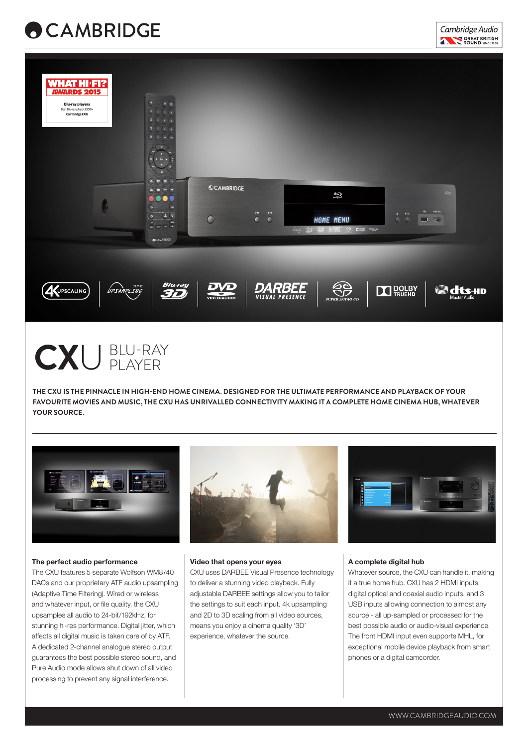# CXU BLU-RAY PLAYER

**THE CXU IS THE PINNACLE IN HIGH-END HOME CINEMA. DESIGNED FOR THE ULTIMATE PERFORMANCE AND PLAYBACK OF YOUR FAVOURITE MOVIES AND MUSIC, THE CXU HAS UNRIVALLED CONNECTIVITY MAKING IT A COMPLETE HOME CINEMA HUB, WHATEVER YOUR SOURCE.**

### The perfect audio performance

The CXU features 5 separate Wolfson WM8740 DACs and our proprietary ATF audio upsampling (Adaptive Time Filtering). Wired or wireless and whatever input, or file quality, the CXU upsamples all audio to 24-bit/192kHz, for stunning hi-res performance. Digital jitter, which affects all digital music is taken care of by ATF. A dedicated 2-channel analogue stereo output guarantees the best possible stereo sound, and Pure Audio mode allows shut down of all video processing to prevent any signal interference.

### Video that opens your eyes

CXU uses DARBEE Visual Presence technology to deliver a stunning video playback. Fully adjustable DARBEE settings allow you to tailor the settings to suit each input. 4k upsampling and 2D to 3D scaling from all video sources, means you enjoy a cinema quality '3D' experience, whatever the source.

### A complete digital hub

Whatever source, the CXU can handle it, making it a true home hub. CXU has 2 HDMI inputs, digital optical and coaxial audio inputs, and 3 USB inputs allowing connection to almost any source - all up-sampled or processed for the best possible audio or audio-visual experience. The front HDMI input even supports MHL, for exceptional mobile device playback from smart phones or a digital camcorder.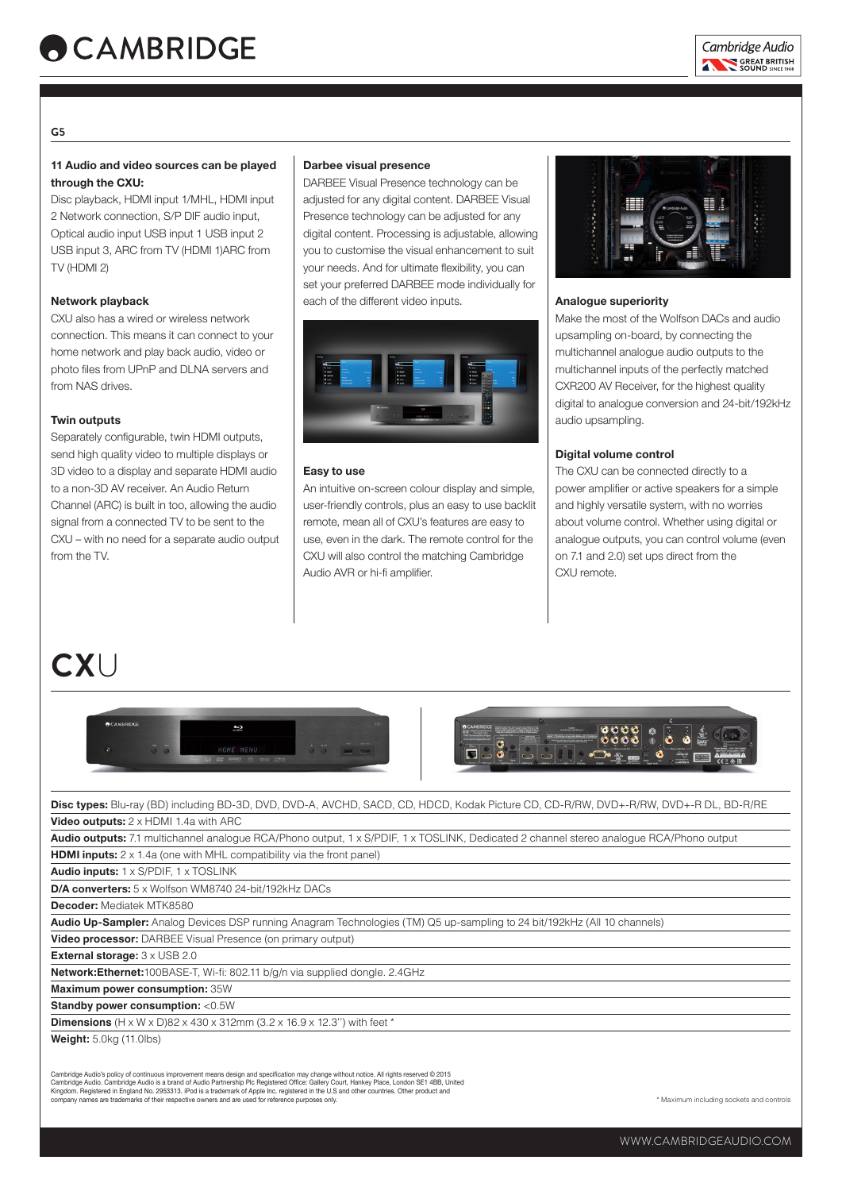G5

### 11 Audio and video sources can be played through the CXU:

Disc playback, HDMI input 1/MHL, HDMI input 2 Network connection, S/P DIF audio input, Optical audio input USB input 1 USB input 2 USB input 3, ARC from TV (HDMI 1)ARC from TV (HDMI 2)

### Network playback

CXU also has a wired or wireless network connection. This means it can connect to your home network and play back audio, video or photo files from UPnP and DLNA servers and from NAS drives.

### Twin outputs

Separately configurable, twin HDMI outputs, send high quality video to multiple displays or 3D video to a display and separate HDMI audio to a non-3D AV receiver. An Audio Return Channel (ARC) is built in too, allowing the audio signal from a connected TV to be sent to the CXU – with no need for a separate audio output from the TV.

### Darbee visual presence

DARBEE Visual Presence technology can be adjusted for any digital content. DARBEE Visual Presence technology can be adjusted for any digital content. Processing is adjustable, allowing you to customise the visual enhancement to suit your needs. And for ultimate flexibility, you can set your preferred DARBEE mode individually for each of the different video inputs.

### Easy to use

An intuitive on-screen colour display and simple, user-friendly controls, plus an easy to use backlit remote, mean all of CXU's features are easy to use, even in the dark. The remote control for the CXU will also control the matching Cambridge Audio AVR or hi-fi amplifier.

### Analogue superiority

Make the most of the Wolfson DACs and audio upsampling on-board, by connecting the multichannel analogue audio outputs to the multichannel inputs of the perfectly matched CXR200 AV Receiver, for the highest quality digital to analogue conversion and 24-bit/192kHz audio upsampling.

### Digital volume control

The CXU can be connected directly to a power amplifier or active speakers for a simple and highly versatile system, with no worries about volume control. Whether using digital or analogue outputs, you can control volume (even on 7.1 and 2.0) set ups direct from the CXU remote.

# CXU

**Disc types:** Blu-ray (BD) including BD-3D, DVD, DVD-A, AVCHD, SACD, CD, HDCD, Kodak Picture CD, CD-R/RW, DVD+-R/RW, DVD+-R DL, BD-R/RE

**Video outputs:** 2 x HDMI 1.4a with ARC

**Audio outputs:** 7.1 multichannel analogue RCA/Phono output, 1 x S/PDIF, 1 x TOSLINK, Dedicated 2 channel stereo analogue RCA/Phono output

**HDMI inputs:** 2 x 1.4a (one with MHL compatibility via the front panel)

**Audio inputs:** 1 x S/PDIF, 1 x TOSLINK

**D/A converters:** 5 x Wolfson WM8740 24-bit/192kHz DACs

**Decoder:** Mediatek MTK8580

**Audio Up-Sampler:** Analog Devices DSP running Anagram Technologies (TM) Q5 up-sampling to 24 bit/192kHz (All 10 channels)

**Video processor:** DARBEE Visual Presence (on primary output)

**External storage:** 3 x USB 2.0

**Network:Ethernet:**100BASE-T, Wi-fi: 802.11 b/g/n via supplied dongle. 2.4GHz

**Maximum power consumption:** 35W

**Standby power consumption:** <0.5W

**Dimensions** (H x W x D)82 x 430 x 312mm (3.2 x 16.9 x 12.3'') with feet *

**Weight:** 5.0kg (11.0lbs)

Cambridge Audio's policy of continuous improvement means design and specification may change without notice. All rights reserved © 2015 Cambridge Audio. Cambridge Audio is a brand of Audio Partnership Plc Registered Office: Gallery Court, Hankey Place, London SE1 4BB, United Kingdom. Registered in England No. 2953313. iPod is a trademark of Apple Inc. registered in the U.S and other countries. Other product and company names are trademarks of their respective owners and are used for reference purposes only.

\* Maximum including sockets and controls

WWW.CAMBRIDGEAUDIO.COM